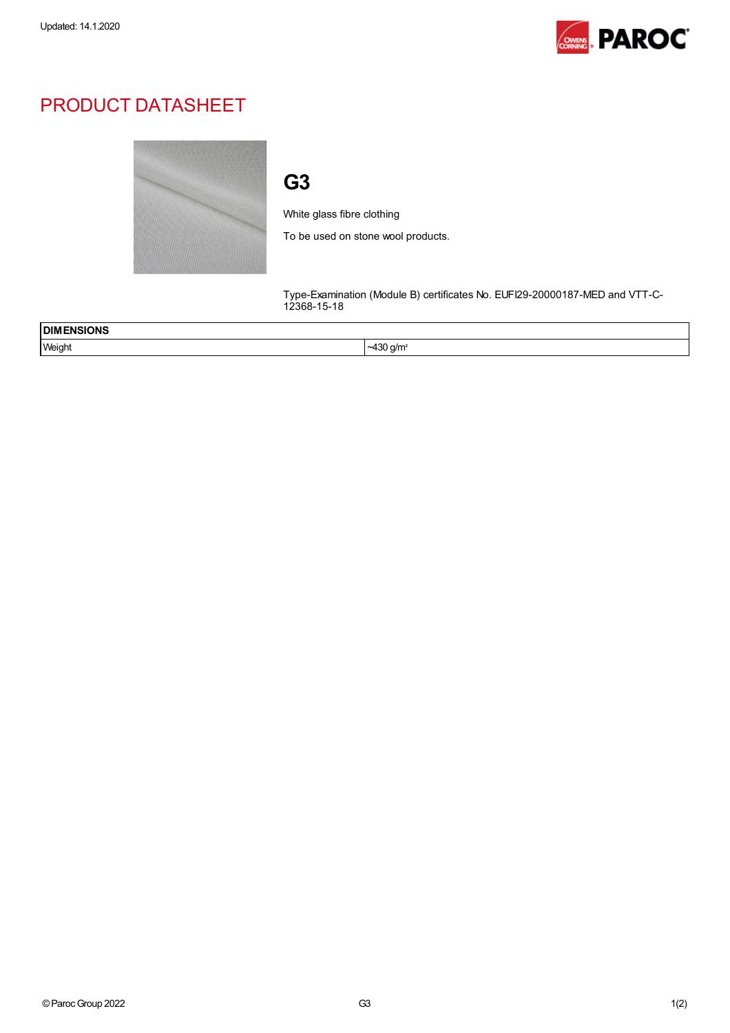Updated: 14.1.2020

# PRODUCT DATASHEET

## G3

White glass fibre clothing

To be used on stone wool products.

Type-Examination (Module B) certificates No. EUFI29-20000187-MED and VTT-C-12368-15-18

| DIMENSIONS | |
|---|---|
| Weight | ~430 g/m² |

© Paroc Group 2022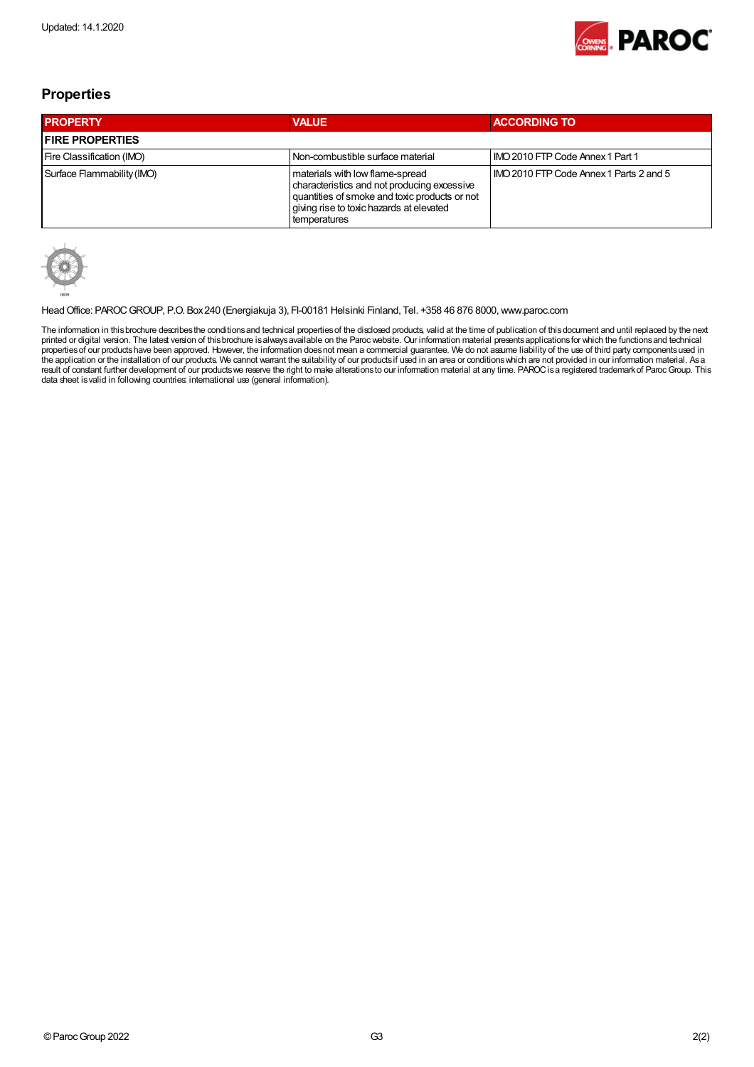Updated: 14.1.2020

## Properties

| PROPERTY | VALUE | ACCORDING TO |
|---|---|---|
| **FIRE PROPERTIES** | | |
| Fire Classification (IMO) | Non-combustible surface material | IMO 2010 FTP Code Annex 1 Part 1 |
| Surface Flammability (IMO) | materials with low flame-spread characteristics and not producing excessive quantities of smoke and toxic products or not giving rise to toxic hazards at elevated temperatures | IMO 2010 FTP Code Annex 1 Parts 2 and 5 |

0809

Head Office: PAROC GROUP, P.O. Box 240 (Energiakuja 3), FI-00181 Helsinki Finland, Tel. +358 46 876 8000, www.paroc.com

The information in this brochure describes the conditions and technical properties of the disclosed products, valid at the time of publication of this document and until replaced by the next printed or digital version. The latest version of this brochure is always available on the Paroc website. Our information material presents applications for which the functions and technical properties of our products have been approved. However, the information does not mean a commercial guarantee. We do not assume liability of the use of third party components used in the application or the installation of our products. We cannot warrant the suitability of our products if used in an area or conditions which are not provided in our information material. As a result of constant further development of our products we reserve the right to make alterations to our information material at any time. PAROC is a registered trademark of Paroc Group. This data sheet is valid in following countries: international use (general information).

© Paroc Group 2022 G3